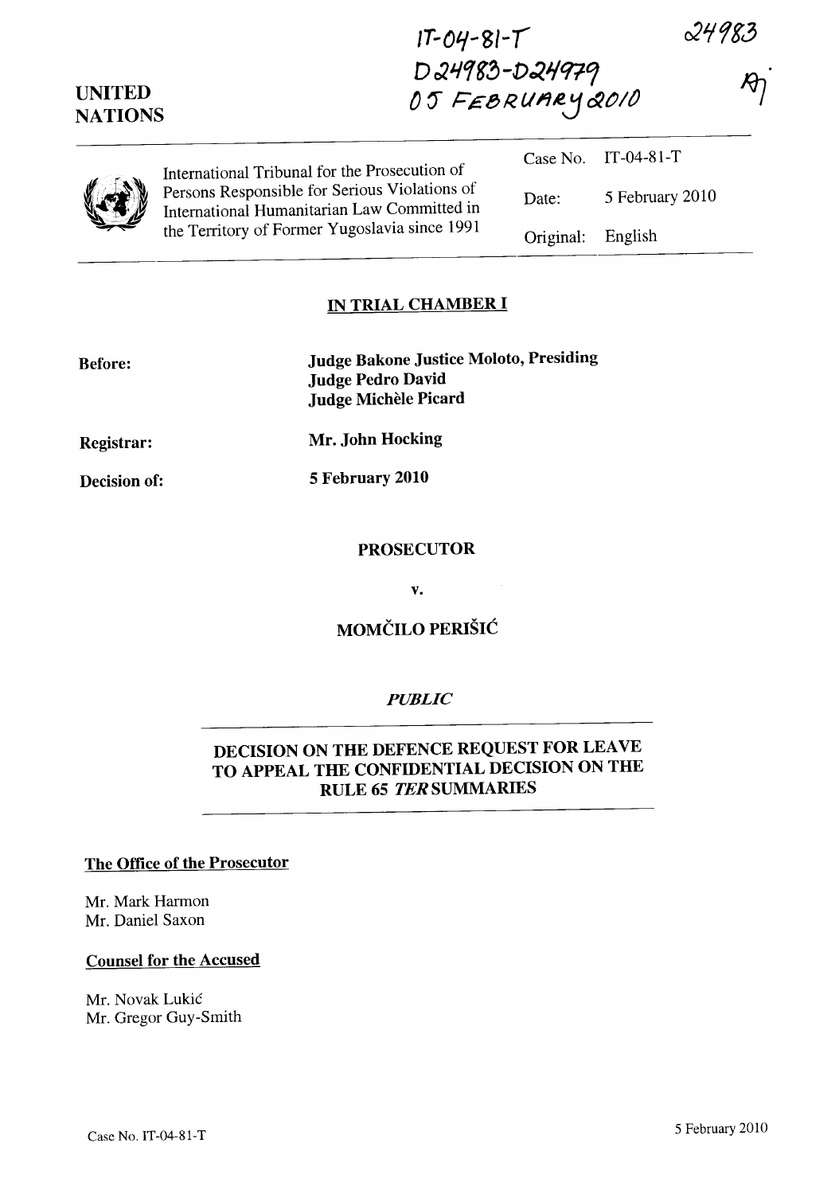IT-04-81-T
D24983-D24979
05 FEBRUARY 2010

24983

UNITED NATIONS

International Tribunal for the Prosecution of Persons Responsible for Serious Violations of International Humanitarian Law Committed in the Territory of Former Yugoslavia since 1991

| | |
|---|---|
| Case No. | IT-04-81-T |
| Date: | 5 February 2010 |
| Original: | English |

## IN TRIAL CHAMBER I

**Before:** **Judge Bakone Justice Moloto, Presiding**
**Judge Pedro David**
**Judge Michèle Picard**

**Registrar:** **Mr. John Hocking**

**Decision of:** **5 February 2010**

**PROSECUTOR**

**v.**

**MOMČILO PERIŠIĆ**

***PUBLIC***

## DECISION ON THE DEFENCE REQUEST FOR LEAVE TO APPEAL THE CONFIDENTIAL DECISION ON THE RULE 65 *TER* SUMMARIES

**The Office of the Prosecutor**

Mr. Mark Harmon
Mr. Daniel Saxon

**Counsel for the Accused**

Mr. Novak Lukić
Mr. Gregor Guy-Smith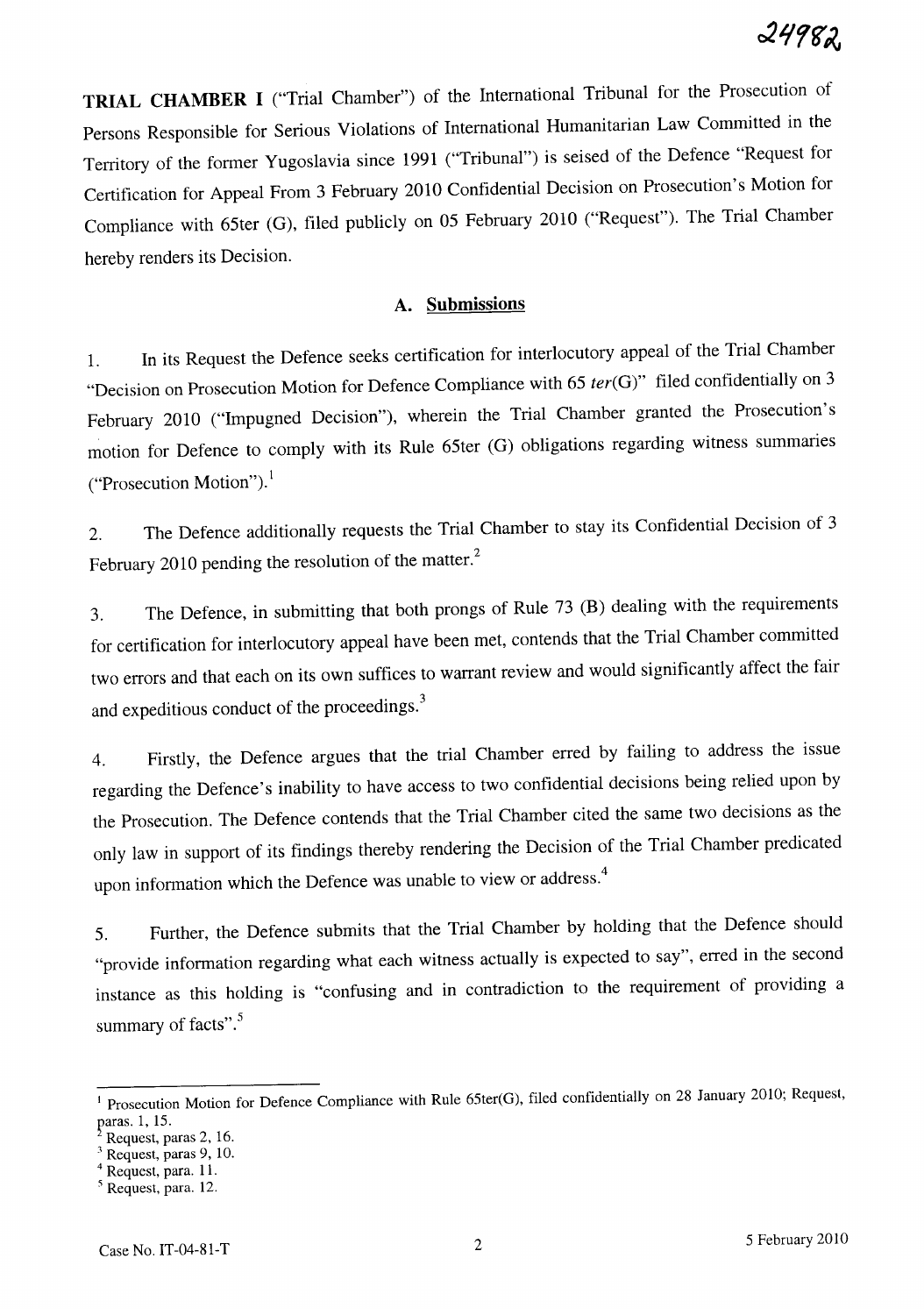**TRIAL CHAMBER I** ("Trial Chamber") of the International Tribunal for the Prosecution of Persons Responsible for Serious Violations of International Humanitarian Law Committed in the Territory of the former Yugoslavia since 1991 ("Tribunal") is seised of the Defence "Request for Certification for Appeal From 3 February 2010 Confidential Decision on Prosecution's Motion for Compliance with 65ter (G), filed publicly on 05 February 2010 ("Request"). The Trial Chamber hereby renders its Decision.

## A. Submissions

1. In its Request the Defence seeks certification for interlocutory appeal of the Trial Chamber "Decision on Prosecution Motion for Defence Compliance with 65 *ter*(G)" filed confidentially on 3 February 2010 ("Impugned Decision"), wherein the Trial Chamber granted the Prosecution's motion for Defence to comply with its Rule 65ter (G) obligations regarding witness summaries ("Prosecution Motion").[1]

2. The Defence additionally requests the Trial Chamber to stay its Confidential Decision of 3 February 2010 pending the resolution of the matter.[2]

3. The Defence, in submitting that both prongs of Rule 73 (B) dealing with the requirements for certification for interlocutory appeal have been met, contends that the Trial Chamber committed two errors and that each on its own suffices to warrant review and would significantly affect the fair and expeditious conduct of the proceedings.[3]

4. Firstly, the Defence argues that the trial Chamber erred by failing to address the issue regarding the Defence's inability to have access to two confidential decisions being relied upon by the Prosecution. The Defence contends that the Trial Chamber cited the same two decisions as the only law in support of its findings thereby rendering the Decision of the Trial Chamber predicated upon information which the Defence was unable to view or address.[4]

5. Further, the Defence submits that the Trial Chamber by holding that the Defence should "provide information regarding what each witness actually is expected to say", erred in the second instance as this holding is "confusing and in contradiction to the requirement of providing a summary of facts".[5]

---

[1] Prosecution Motion for Defence Compliance with Rule 65ter(G), filed confidentially on 28 January 2010; Request, paras. 1, 15.

[2] Request, paras 2, 16.

[3] Request, paras 9, 10.

[4] Request, para. 11.

[5] Request, para. 12.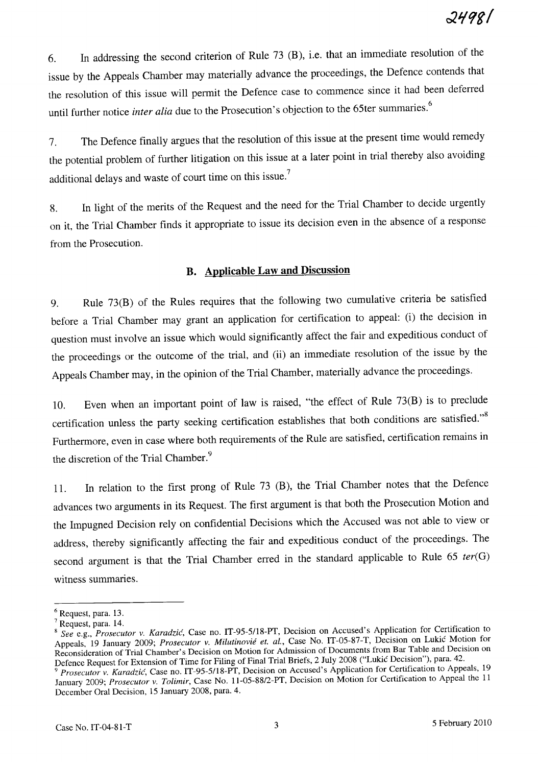6. In addressing the second criterion of Rule 73 (B), i.e. that an immediate resolution of the issue by the Appeals Chamber may materially advance the proceedings, the Defence contends that the resolution of this issue will permit the Defence case to commence since it had been deferred until further notice *inter alia* due to the Prosecution's objection to the 65ter summaries.[6]

7. The Defence finally argues that the resolution of this issue at the present time would remedy the potential problem of further litigation on this issue at a later point in trial thereby also avoiding additional delays and waste of court time on this issue.[7]

8. In light of the merits of the Request and the need for the Trial Chamber to decide urgently on it, the Trial Chamber finds it appropriate to issue its decision even in the absence of a response from the Prosecution.

## B. Applicable Law and Discussion

9. Rule 73(B) of the Rules requires that the following two cumulative criteria be satisfied before a Trial Chamber may grant an application for certification to appeal: (i) the decision in question must involve an issue which would significantly affect the fair and expeditious conduct of the proceedings or the outcome of the trial, and (ii) an immediate resolution of the issue by the Appeals Chamber may, in the opinion of the Trial Chamber, materially advance the proceedings.

10. Even when an important point of law is raised, "the effect of Rule 73(B) is to preclude certification unless the party seeking certification establishes that both conditions are satisfied."[8] Furthermore, even in case where both requirements of the Rule are satisfied, certification remains in the discretion of the Trial Chamber.[9]

11. In relation to the first prong of Rule 73 (B), the Trial Chamber notes that the Defence advances two arguments in its Request. The first argument is that both the Prosecution Motion and the Impugned Decision rely on confidential Decisions which the Accused was not able to view or address, thereby significantly affecting the fair and expeditious conduct of the proceedings. The second argument is that the Trial Chamber erred in the standard applicable to Rule 65 *ter*(G) witness summaries.

---

[6] Request, para. 13.

[7] Request, para. 14.

[8] *See* e.g., *Prosecutor v. Karadzić*, Case no. IT-95-5/18-PT, Decision on Accused's Application for Certification to Appeals, 19 January 2009; *Prosecutor v. Milutinović et. al.*, Case No. IT-05-87-T, Decision on Lukić Motion for Reconsideration of Trial Chamber's Decision on Motion for Admission of Documents from Bar Table and Decision on Defence Request for Extension of Time for Filing of Final Trial Briefs, 2 July 2008 ("Lukić Decision"), para. 42.

[9] *Prosecutor v. Karadzić*, Case no. IT-95-5/18-PT, Decision on Accused's Application for Certification to Appeals, 19 January 2009; *Prosecutor v. Tolimir*, Case No. 11-05-88/2-PT, Decision on Motion for Certification to Appeal the 11 December Oral Decision, 15 January 2008, para. 4.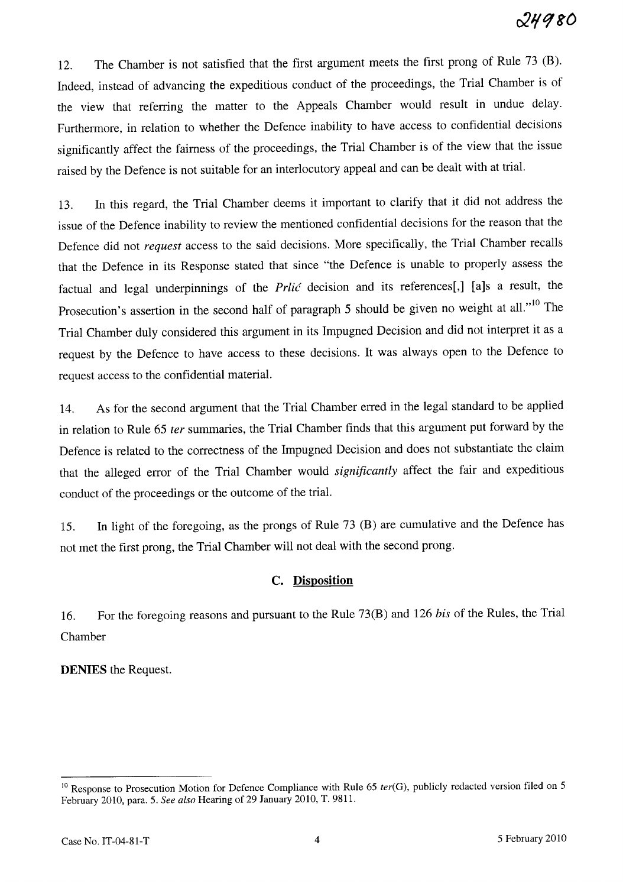12. The Chamber is not satisfied that the first argument meets the first prong of Rule 73 (B). Indeed, instead of advancing the expeditious conduct of the proceedings, the Trial Chamber is of the view that referring the matter to the Appeals Chamber would result in undue delay. Furthermore, in relation to whether the Defence inability to have access to confidential decisions significantly affect the fairness of the proceedings, the Trial Chamber is of the view that the issue raised by the Defence is not suitable for an interlocutory appeal and can be dealt with at trial.

13. In this regard, the Trial Chamber deems it important to clarify that it did not address the issue of the Defence inability to review the mentioned confidential decisions for the reason that the Defence did not *request* access to the said decisions. More specifically, the Trial Chamber recalls that the Defence in its Response stated that since "the Defence is unable to properly assess the factual and legal underpinnings of the *Prlić* decision and its references[,] [a]s a result, the Prosecution's assertion in the second half of paragraph 5 should be given no weight at all."[10] The Trial Chamber duly considered this argument in its Impugned Decision and did not interpret it as a request by the Defence to have access to these decisions. It was always open to the Defence to request access to the confidential material.

14. As for the second argument that the Trial Chamber erred in the legal standard to be applied in relation to Rule 65 *ter* summaries, the Trial Chamber finds that this argument put forward by the Defence is related to the correctness of the Impugned Decision and does not substantiate the claim that the alleged error of the Trial Chamber would *significantly* affect the fair and expeditious conduct of the proceedings or the outcome of the trial.

15. In light of the foregoing, as the prongs of Rule 73 (B) are cumulative and the Defence has not met the first prong, the Trial Chamber will not deal with the second prong.

## C. Disposition

16. For the foregoing reasons and pursuant to the Rule 73(B) and 126 *bis* of the Rules, the Trial Chamber

**DENIES** the Request.

---

[10] Response to Prosecution Motion for Defence Compliance with Rule 65 *ter*(G), publicly redacted version filed on 5 February 2010, para. 5. *See also* Hearing of 29 January 2010, T. 9811.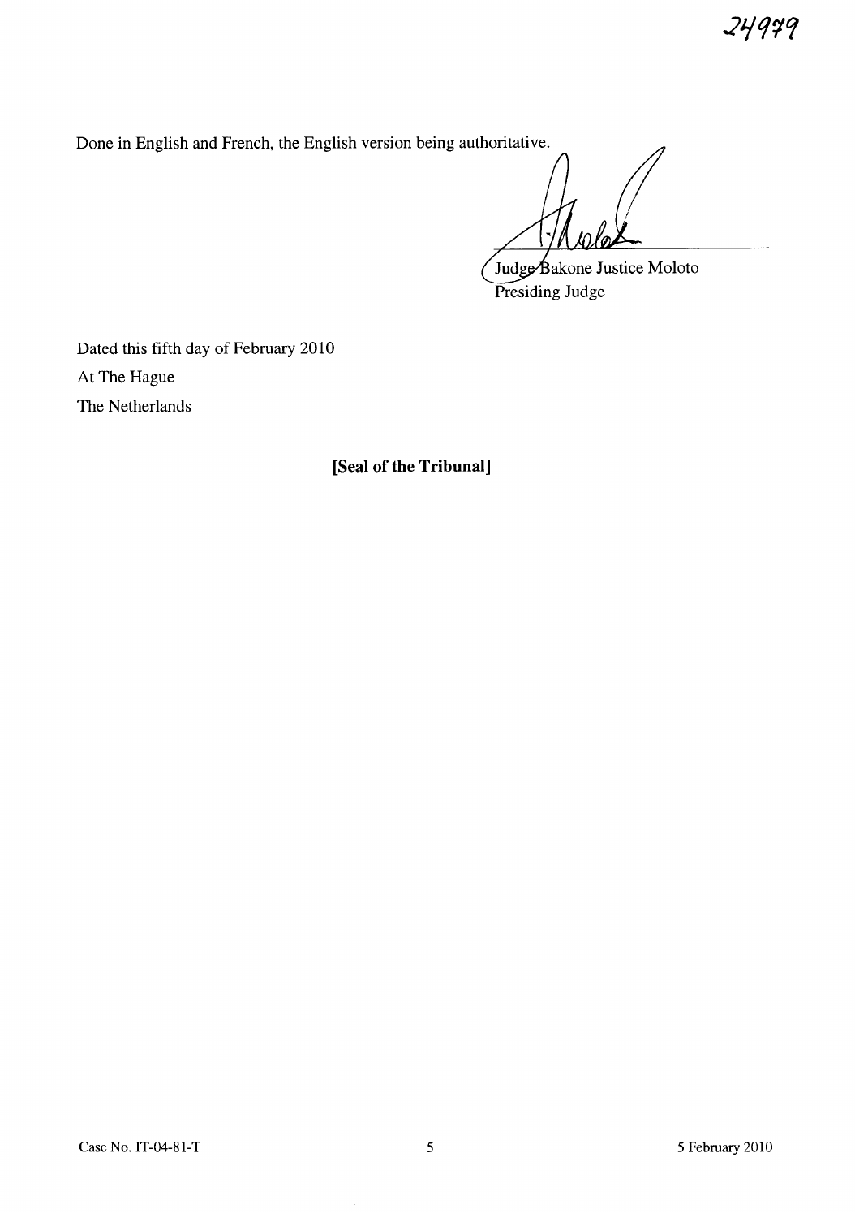Done in English and French, the English version being authoritative.

Judge Bakone Justice Moloto

Presiding Judge

Dated this fifth day of February 2010

At The Hague

The Netherlands

**[Seal of the Tribunal]**